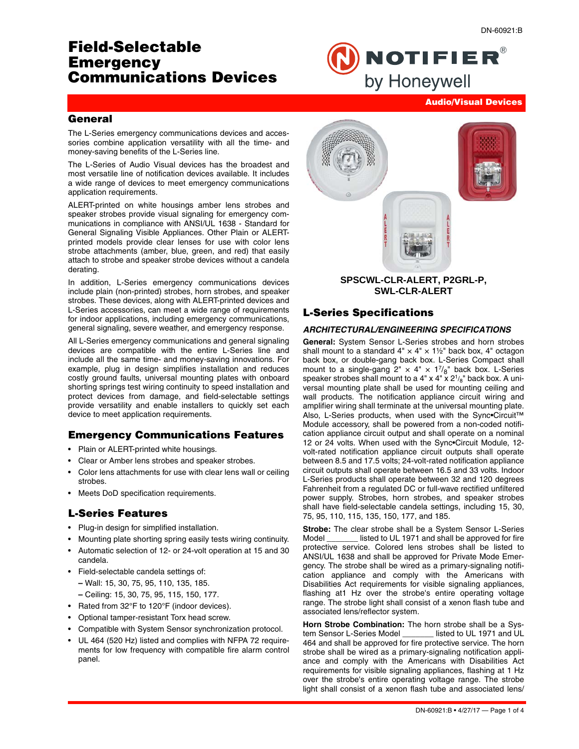# Field-Selectable Emergency Communications Devices

Audio/Visual Devices

## General

The L-Series emergency communications devices and accessories combine application versatility with all the time- and money-saving benefits of the L-Series line.

The L-Series of Audio Visual devices has the broadest and most versatile line of notification devices available. It includes a wide range of devices to meet emergency communications application requirements.

ALERT-printed on white housings amber lens strobes and speaker strobes provide visual signaling for emergency communications in compliance with ANSI/UL 1638 - Standard for General Signaling Visible Appliances. Other Plain or ALERT-printed models provide clear lenses for use with color lens strobe attachments (amber, blue, green, and red) that easily attach to strobe and speaker strobe devices without a candela derating.

In addition, L-Series emergency communications devices include plain (non-printed) strobes, horn strobes, and speaker strobes. These devices, along with ALERT-printed devices and L-Series accessories, can meet a wide range of requirements for indoor applications, including emergency communications, general signaling, severe weather, and emergency response.

All L-Series emergency communications and general signaling devices are compatible with the entire L-Series line and include all the same time- and money-saving innovations. For example, plug in design simplifies installation and reduces costly ground faults, universal mounting plates with onboard shorting springs test wiring continuity to speed installation and protect devices from damage, and field-selectable settings provide versatility and enable installers to quickly set each device to meet application requirements.

## Emergency Communications Features

- Plain or ALERT-printed white housings.
- Clear or Amber lens strobes and speaker strobes.
- Color lens attachments for use with clear lens wall or ceiling strobes.
- Meets DoD specification requirements.

## L-Series Features

- Plug-in design for simplified installation.
- Mounting plate shorting spring easily tests wiring continuity.
- Automatic selection of 12- or 24-volt operation at 15 and 30 candela.
- Field-selectable candela settings of:
  – Wall: 15, 30, 75, 95, 110, 135, 185.
  – Ceiling: 15, 30, 75, 95, 115, 150, 177.
- Rated from 32°F to 120°F (indoor devices).
- Optional tamper-resistant Torx head screw.
- Compatible with System Sensor synchronization protocol.
- UL 464 (520 Hz) listed and complies with NFPA 72 requirements for low frequency with compatible fire alarm control panel.

**SPSCWL-CLR-ALERT, P2GRL-P, SWL-CLR-ALERT**

## L-Series Specifications

### *ARCHITECTURAL/ENGINEERING SPECIFICATIONS*

**General:** System Sensor L-Series strobes and horn strobes shall mount to a standard 4" × 4" × 1½" back box, 4" octagon back box, or double-gang back box. L-Series Compact shall mount to a single-gang 2" × 4" × 1$^7/_8$" back box. L-Series speaker strobes shall mount to a 4" x 4" x 2$^1/_8$" back box. A universal mounting plate shall be used for mounting ceiling and wall products. The notification appliance circuit wiring and amplifier wiring shall terminate at the universal mounting plate. Also, L-Series products, when used with the Sync•Circuit™ Module accessory, shall be powered from a non-coded notification appliance circuit output and shall operate on a nominal 12 or 24 volts. When used with the Sync•Circuit Module, 12-volt-rated notification appliance circuit outputs shall operate between 8.5 and 17.5 volts; 24-volt-rated notification appliance circuit outputs shall operate between 16.5 and 33 volts. Indoor L-Series products shall operate between 32 and 120 degrees Fahrenheit from a regulated DC or full-wave rectified unfiltered power supply. Strobes, horn strobes, and speaker strobes shall have field-selectable candela settings, including 15, 30, 75, 95, 110, 115, 135, 150, 177, and 185.

**Strobe:** The clear strobe shall be a System Sensor L-Series Model _______ listed to UL 1971 and shall be approved for fire protective service. Colored lens strobes shall be listed to ANSI/UL 1638 and shall be approved for Private Mode Emergency. The strobe shall be wired as a primary-signaling notification appliance and comply with the Americans with Disabilities Act requirements for visible signaling appliances, flashing at1 Hz over the strobe's entire operating voltage range. The strobe light shall consist of a xenon flash tube and associated lens/reflector system.

**Horn Strobe Combination:** The horn strobe shall be a System Sensor L-Series Model _______ listed to UL 1971 and UL 464 and shall be approved for fire protective service. The horn strobe shall be wired as a primary-signaling notification appliance and comply with the Americans with Disabilities Act requirements for visible signaling appliances, flashing at 1 Hz over the strobe's entire operating voltage range. The strobe light shall consist of a xenon flash tube and associated lens/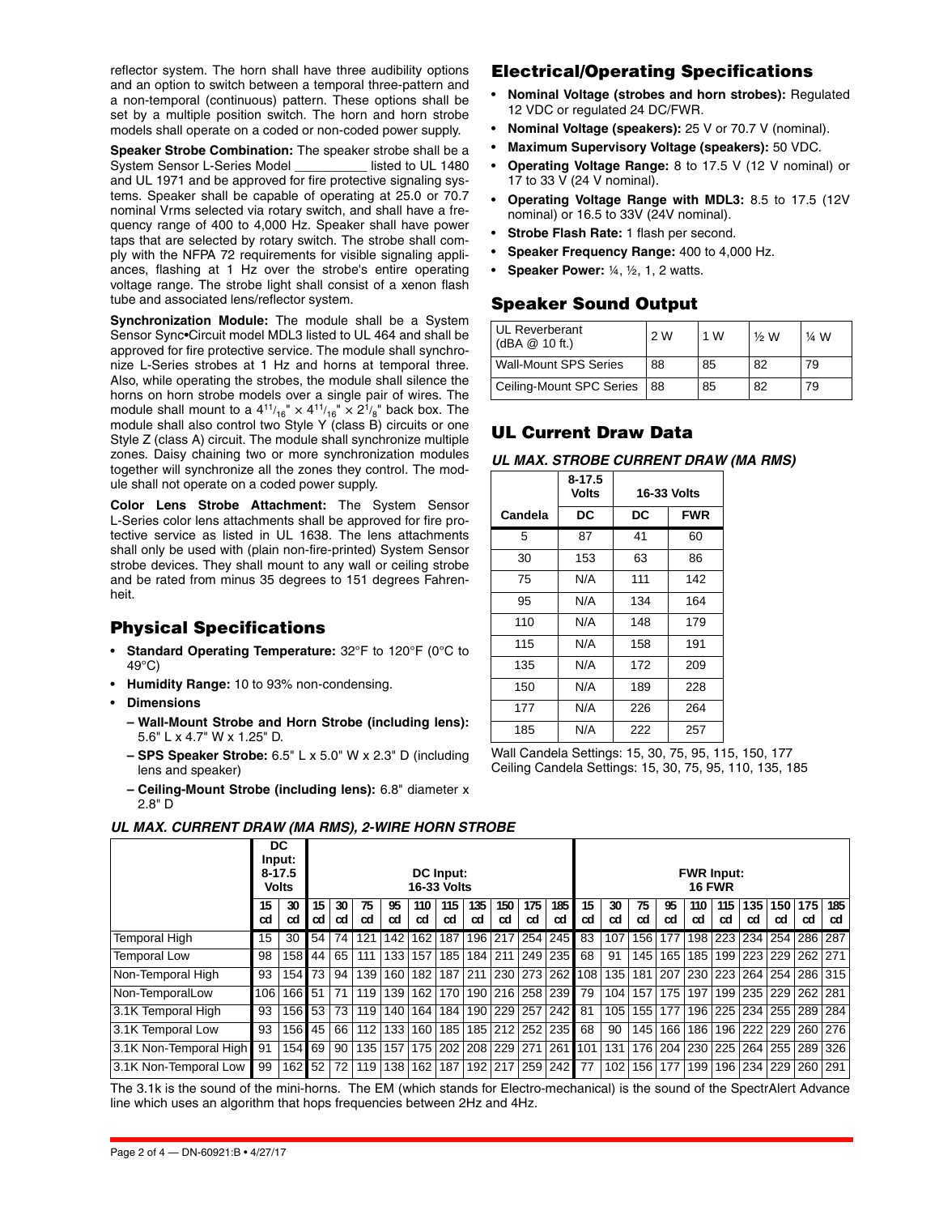reflector system. The horn shall have three audibility options and an option to switch between a temporal three-pattern and a non-temporal (continuous) pattern. These options shall be set by a multiple position switch. The horn and horn strobe models shall operate on a coded or non-coded power supply.

**Speaker Strobe Combination:** The speaker strobe shall be a System Sensor L-Series Model __________ listed to UL 1480 and UL 1971 and be approved for fire protective signaling systems. Speaker shall be capable of operating at 25.0 or 70.7 nominal Vrms selected via rotary switch, and shall have a frequency range of 400 to 4,000 Hz. Speaker shall have power taps that are selected by rotary switch. The strobe shall comply with the NFPA 72 requirements for visible signaling appliances, flashing at 1 Hz over the strobe's entire operating voltage range. The strobe light shall consist of a xenon flash tube and associated lens/reflector system.

**Synchronization Module:** The module shall be a System Sensor Sync•Circuit model MDL3 listed to UL 464 and shall be approved for fire protective service. The module shall synchronize L-Series strobes at 1 Hz and horns at temporal three. Also, while operating the strobes, the module shall silence the horns on horn strobe models over a single pair of wires. The module shall mount to a $4^{11}/_{16}" \times 4^{11}/_{16}" \times 2^{1}/_{8}"$ back box. The module shall also control two Style Y (class B) circuits or one Style Z (class A) circuit. The module shall synchronize multiple zones. Daisy chaining two or more synchronization modules together will synchronize all the zones they control. The module shall not operate on a coded power supply.

**Color Lens Strobe Attachment:** The System Sensor L-Series color lens attachments shall be approved for fire protective service as listed in UL 1638. The lens attachments shall only be used with (plain non-fire-printed) System Sensor strobe devices. They shall mount to any wall or ceiling strobe and be rated from minus 35 degrees to 151 degrees Fahrenheit.

## Physical Specifications

- **Standard Operating Temperature:** 32°F to 120°F (0°C to 49°C)
- **Humidity Range:** 10 to 93% non-condensing.
- **Dimensions**
  - **– Wall-Mount Strobe and Horn Strobe (including lens):** 5.6" L x 4.7" W x 1.25" D.
  - **– SPS Speaker Strobe:** 6.5" L x 5.0" W x 2.3" D (including lens and speaker)
  - **– Ceiling-Mount Strobe (including lens):** 6.8" diameter x 2.8" D

## Electrical/Operating Specifications

- **Nominal Voltage (strobes and horn strobes):** Regulated 12 VDC or regulated 24 DC/FWR.
- **Nominal Voltage (speakers):** 25 V or 70.7 V (nominal).
- **Maximum Supervisory Voltage (speakers):** 50 VDC.
- **Operating Voltage Range:** 8 to 17.5 V (12 V nominal) or 17 to 33 V (24 V nominal).
- **Operating Voltage Range with MDL3:** 8.5 to 17.5 (12V nominal) or 16.5 to 33V (24V nominal).
- **Strobe Flash Rate:** 1 flash per second.
- **Speaker Frequency Range:** 400 to 4,000 Hz.
- **Speaker Power:** ¼, ½, 1, 2 watts.

## Speaker Sound Output

| UL Reverberant (dBA @ 10 ft.) | 2 W | 1 W | ½ W | ¼ W |
|---|---|---|---|---|
| Wall-Mount SPS Series | 88 | 85 | 82 | 79 |
| Ceiling-Mount SPC Series | 88 | 85 | 82 | 79 |

## UL Current Draw Data

### *UL MAX. STROBE CURRENT DRAW (MA RMS)*

| | 8-17.5 Volts | 16-33 Volts | |
|---|---|---|---|
| **Candela** | **DC** | **DC** | **FWR** |
| 5 | 87 | 41 | 60 |
| 30 | 153 | 63 | 86 |
| 75 | N/A | 111 | 142 |
| 95 | N/A | 134 | 164 |
| 110 | N/A | 148 | 179 |
| 115 | N/A | 158 | 191 |
| 135 | N/A | 172 | 209 |
| 150 | N/A | 189 | 228 |
| 177 | N/A | 226 | 264 |
| 185 | N/A | 222 | 257 |

Wall Candela Settings: 15, 30, 75, 95, 115, 150, 177
Ceiling Candela Settings: 15, 30, 75, 95, 110, 135, 185

### *UL MAX. CURRENT DRAW (MA RMS), 2-WIRE HORN STROBE*

| | DC Input: 8-17.5 Volts | | DC Input: 16-33 Volts | | | | | | | | | | FWR Input: 16 FWR | | | | | | | | | |
|---|---|---|---|---|---|---|---|---|---|---|---|---|---|---|---|---|---|---|---|---|---|---|
| | 15 cd | 30 cd | 15 cd | 30 cd | 75 cd | 95 cd | 110 cd | 115 cd | 135 cd | 150 cd | 175 cd | 185 cd | 15 cd | 30 cd | 75 cd | 95 cd | 110 cd | 115 cd | 135 cd | 150 cd | 175 cd | 185 cd |
| Temporal High | 15 | 30 | 54 | 74 | 121 | 142 | 162 | 187 | 196 | 217 | 254 | 245 | 83 | 107 | 156 | 177 | 198 | 223 | 234 | 254 | 286 | 287 |
| Temporal Low | 98 | 158 | 44 | 65 | 111 | 133 | 157 | 185 | 184 | 211 | 249 | 235 | 68 | 91 | 145 | 165 | 185 | 199 | 223 | 229 | 262 | 271 |
| Non-Temporal High | 93 | 154 | 73 | 94 | 139 | 160 | 182 | 187 | 211 | 230 | 273 | 262 | 108 | 135 | 181 | 207 | 230 | 223 | 264 | 254 | 286 | 315 |
| Non-TemporalLow | 106 | 166 | 51 | 71 | 119 | 139 | 162 | 170 | 190 | 216 | 258 | 239 | 79 | 104 | 157 | 175 | 197 | 199 | 235 | 229 | 262 | 281 |
| 3.1K Temporal High | 93 | 156 | 53 | 73 | 119 | 140 | 164 | 184 | 190 | 229 | 257 | 242 | 81 | 105 | 155 | 177 | 196 | 225 | 234 | 255 | 289 | 284 |
| 3.1K Temporal Low | 93 | 156 | 45 | 66 | 112 | 133 | 160 | 185 | 185 | 212 | 252 | 235 | 68 | 90 | 145 | 166 | 186 | 196 | 222 | 229 | 260 | 276 |
| 3.1K Non-Temporal High | 91 | 154 | 69 | 90 | 135 | 157 | 175 | 202 | 208 | 229 | 271 | 261 | 101 | 131 | 176 | 204 | 230 | 225 | 264 | 255 | 289 | 326 |
| 3.1K Non-Temporal Low | 99 | 162 | 52 | 72 | 119 | 138 | 162 | 187 | 192 | 217 | 259 | 242 | 77 | 102 | 156 | 177 | 199 | 196 | 234 | 229 | 260 | 291 |

The 3.1k is the sound of the mini-horns. The EM (which stands for Electro-mechanical) is the sound of the SpectrAlert Advance line which uses an algorithm that hops frequencies between 2Hz and 4Hz.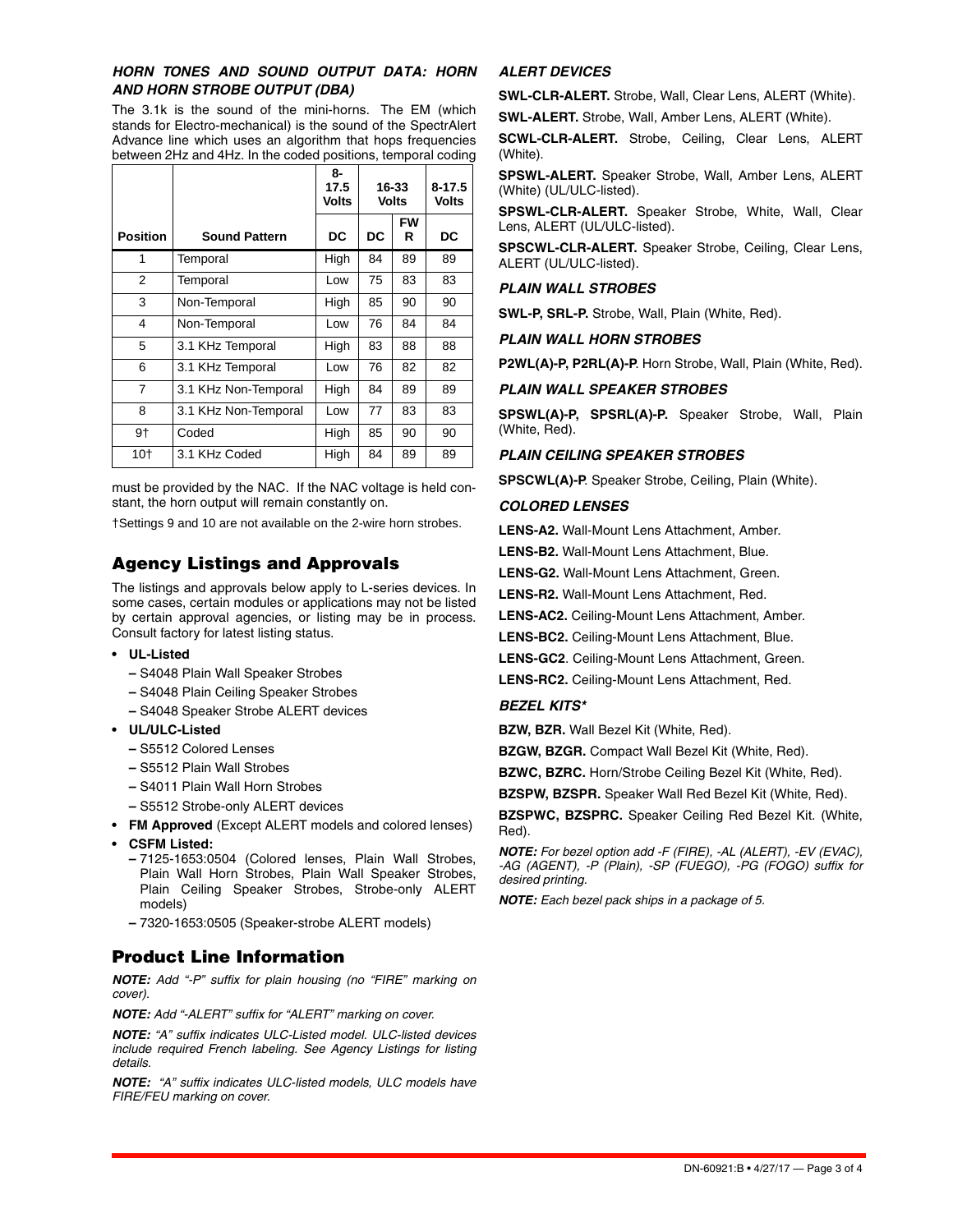### HORN TONES AND SOUND OUTPUT DATA: HORN AND HORN STROBE OUTPUT (DBA)

The 3.1k is the sound of the mini-horns. The EM (which stands for Electro-mechanical) is the sound of the SpectrAlert Advance line which uses an algorithm that hops frequencies between 2Hz and 4Hz. In the coded positions, temporal coding must be provided by the NAC. If the NAC voltage is held constant, the horn output will remain constantly on.

| | | 8-17.5 Volts | 16-33 Volts | | 8-17.5 Volts |
|---|---|---|---|---|---|
| **Position** | **Sound Pattern** | **DC** | **DC** | **FWR** | **DC** |
| 1 | Temporal | High | 84 | 89 | 89 |
| 2 | Temporal | Low | 75 | 83 | 83 |
| 3 | Non-Temporal | High | 85 | 90 | 90 |
| 4 | Non-Temporal | Low | 76 | 84 | 84 |
| 5 | 3.1 KHz Temporal | High | 83 | 88 | 88 |
| 6 | 3.1 KHz Temporal | Low | 76 | 82 | 82 |
| 7 | 3.1 KHz Non-Temporal | High | 84 | 89 | 89 |
| 8 | 3.1 KHz Non-Temporal | Low | 77 | 83 | 83 |
| 9† | Coded | High | 85 | 90 | 90 |
| 10† | 3.1 KHz Coded | High | 84 | 89 | 89 |

†Settings 9 and 10 are not available on the 2-wire horn strobes.

## Agency Listings and Approvals

The listings and approvals below apply to L-series devices. In some cases, certain modules or applications may not be listed by certain approval agencies, or listing may be in process. Consult factory for latest listing status.

- **UL-Listed**
  - S4048 Plain Wall Speaker Strobes
  - S4048 Plain Ceiling Speaker Strobes
  - S4048 Speaker Strobe ALERT devices
- **UL/ULC-Listed**
  - S5512 Colored Lenses
  - S5512 Plain Wall Strobes
  - S4011 Plain Wall Horn Strobes
  - S5512 Strobe-only ALERT devices
- **FM Approved** (Except ALERT models and colored lenses)
- **CSFM Listed:**
  - 7125-1653:0504 (Colored lenses, Plain Wall Strobes, Plain Wall Horn Strobes, Plain Wall Speaker Strobes, Plain Ceiling Speaker Strobes, Strobe-only ALERT models)
  - 7320-1653:0505 (Speaker-strobe ALERT models)

## Product Line Information

***NOTE:*** *Add "-P" suffix for plain housing (no "FIRE" marking on cover).*

***NOTE:*** *Add "-ALERT" suffix for "ALERT" marking on cover.*

***NOTE:*** *"A" suffix indicates ULC-Listed model. ULC-listed devices include required French labeling. See Agency Listings for listing details.*

***NOTE:*** *"A" suffix indicates ULC-listed models, ULC models have FIRE/FEU marking on cover.*

### ALERT DEVICES

**SWL-CLR-ALERT.** Strobe, Wall, Clear Lens, ALERT (White).

**SWL-ALERT.** Strobe, Wall, Amber Lens, ALERT (White).

**SCWL-CLR-ALERT.** Strobe, Ceiling, Clear Lens, ALERT (White).

**SPSWL-ALERT.** Speaker Strobe, Wall, Amber Lens, ALERT (White) (UL/ULC-listed).

**SPSWL-CLR-ALERT.** Speaker Strobe, White, Wall, Clear Lens, ALERT (UL/ULC-listed).

**SPSCWL-CLR-ALERT.** Speaker Strobe, Ceiling, Clear Lens, ALERT (UL/ULC-listed).

### PLAIN WALL STROBES

**SWL-P, SRL-P.** Strobe, Wall, Plain (White, Red).

### PLAIN WALL HORN STROBES

**P2WL(A)-P, P2RL(A)-P**. Horn Strobe, Wall, Plain (White, Red).

### PLAIN WALL SPEAKER STROBES

**SPSWL(A)-P, SPSRL(A)-P.** Speaker Strobe, Wall, Plain (White, Red).

### PLAIN CEILING SPEAKER STROBES

**SPSCWL(A)-P**. Speaker Strobe, Ceiling, Plain (White).

### COLORED LENSES

**LENS-A2.** Wall-Mount Lens Attachment, Amber.

**LENS-B2.** Wall-Mount Lens Attachment, Blue.

**LENS-G2.** Wall-Mount Lens Attachment, Green.

**LENS-R2.** Wall-Mount Lens Attachment, Red.

**LENS-AC2.** Ceiling-Mount Lens Attachment, Amber.

**LENS-BC2.** Ceiling-Mount Lens Attachment, Blue.

**LENS-GC2**. Ceiling-Mount Lens Attachment, Green.

**LENS-RC2.** Ceiling-Mount Lens Attachment, Red.

### BEZEL KITS*

**BZW, BZR.** Wall Bezel Kit (White, Red).

**BZGW, BZGR.** Compact Wall Bezel Kit (White, Red).

**BZWC, BZRC.** Horn/Strobe Ceiling Bezel Kit (White, Red).

**BZSPW, BZSPR.** Speaker Wall Red Bezel Kit (White, Red).

**BZSPWC, BZSPRC.** Speaker Ceiling Red Bezel Kit. (White, Red).

***NOTE:*** *For bezel option add -F (FIRE), -AL (ALERT), -EV (EVAC), -AG (AGENT), -P (Plain), -SP (FUEGO), -PG (FOGO) suffix for desired printing.*

***NOTE:*** *Each bezel pack ships in a package of 5.*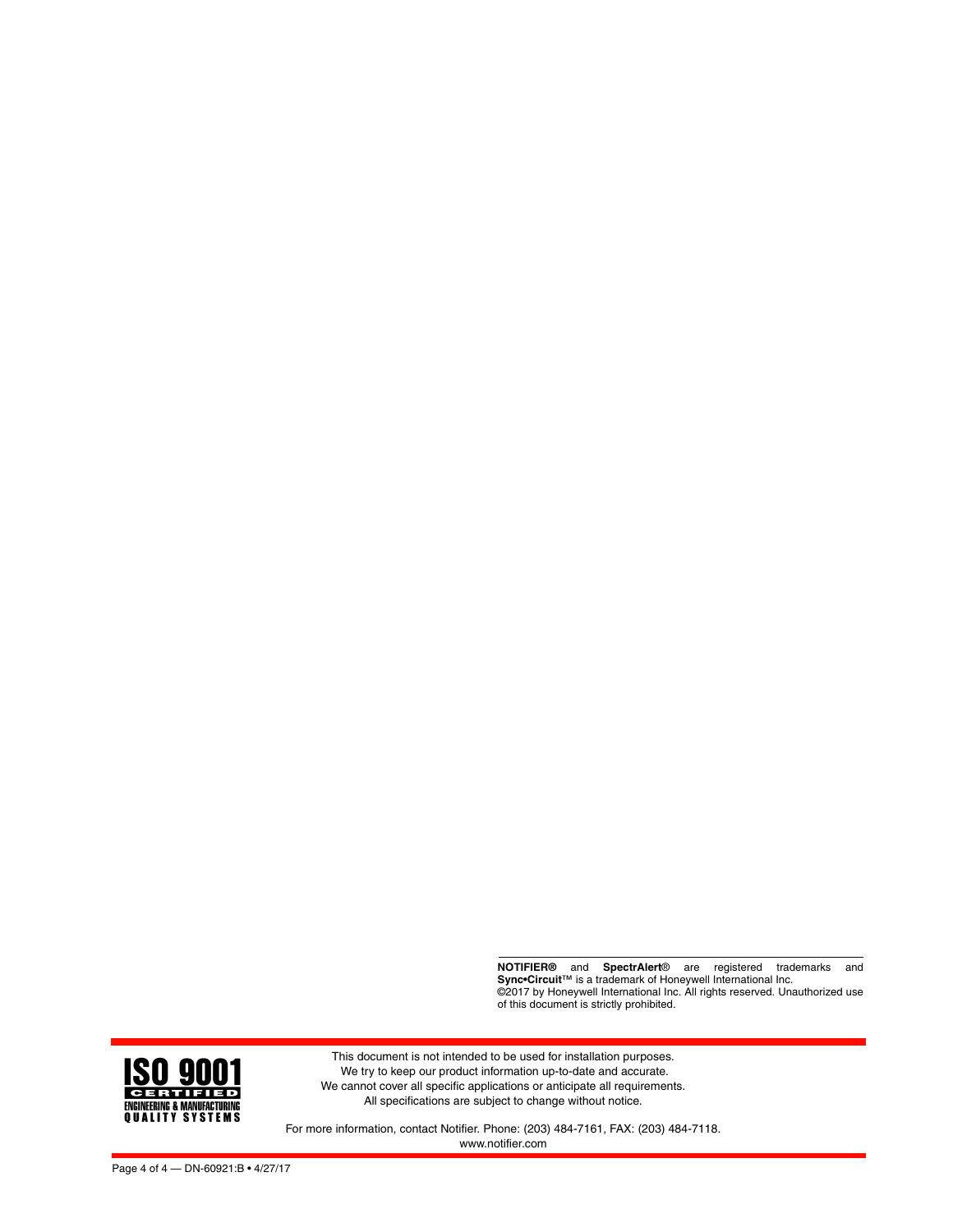**NOTIFIER®** and **SpectrAlert®** are registered trademarks and **Sync•Circuit™** is a trademark of Honeywell International Inc.
©2017 by Honeywell International Inc. All rights reserved. Unauthorized use of this document is strictly prohibited.

ISO 9001
CERTIFIED
ENGINEERING & MANUFACTURING
QUALITY SYSTEMS

This document is not intended to be used for installation purposes.
We try to keep our product information up-to-date and accurate.
We cannot cover all specific applications or anticipate all requirements.
All specifications are subject to change without notice.

For more information, contact Notifier. Phone: (203) 484-7161, FAX: (203) 484-7118.
www.notifier.com